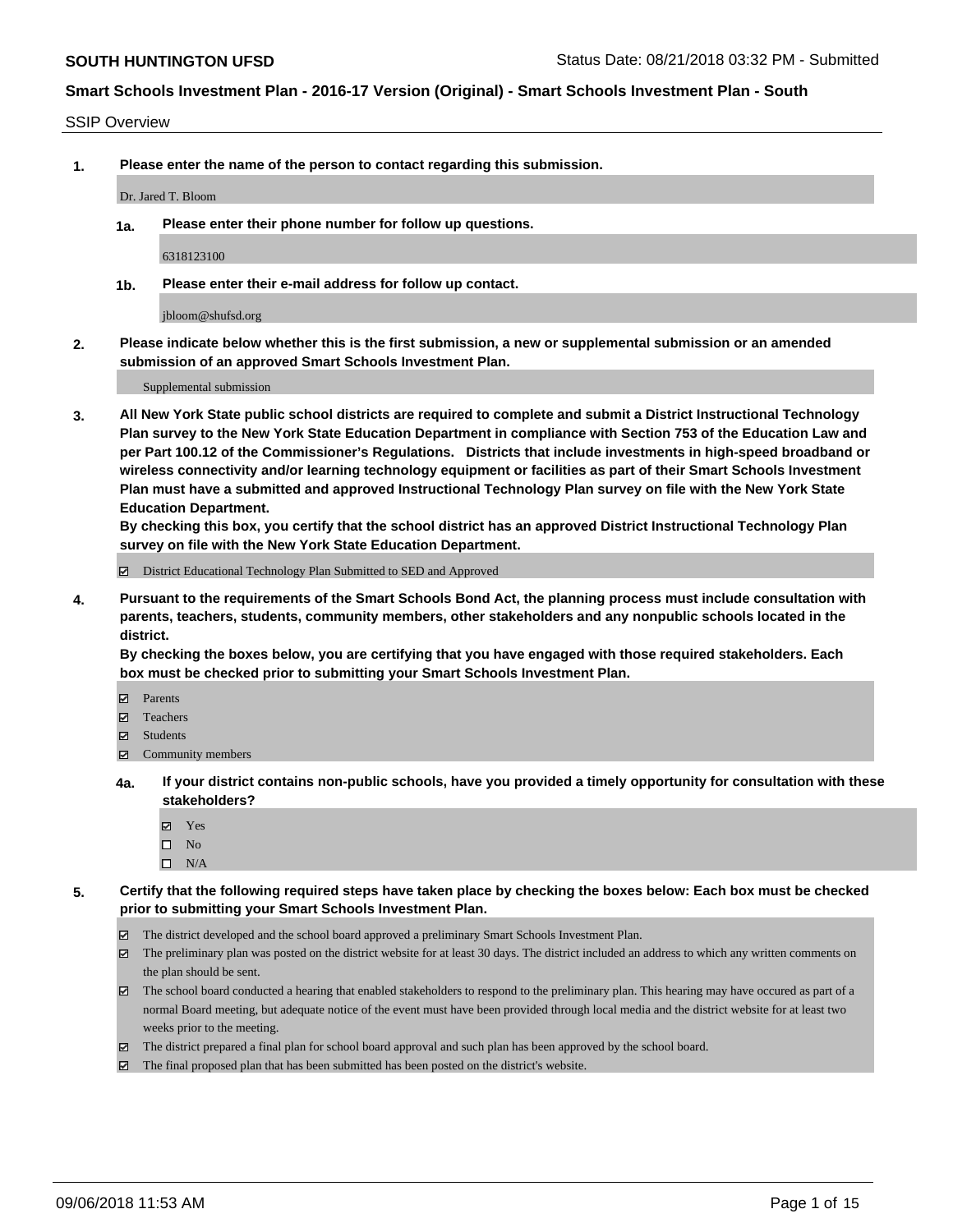**SOUTH HUNTINGTON UFSD** Status Date: 08/21/2018 03:32 PM - Submitted

## Smart Schools Investment Plan - 2016-17 Version (Original) - Smart Schools Investment Plan - South

SSIP Overview

**1. Please enter the name of the person to contact regarding this submission.**

Dr. Jared T. Bloom

**1a. Please enter their phone number for follow up questions.**

6318123100

**1b. Please enter their e-mail address for follow up contact.**

jbloom@shufsd.org

**2. Please indicate below whether this is the first submission, a new or supplemental submission or an amended submission of an approved Smart Schools Investment Plan.**

Supplemental submission

**3. All New York State public school districts are required to complete and submit a District Instructional Technology Plan survey to the New York State Education Department in compliance with Section 753 of the Education Law and per Part 100.12 of the Commissioner's Regulations. Districts that include investments in high-speed broadband or wireless connectivity and/or learning technology equipment or facilities as part of their Smart Schools Investment Plan must have a submitted and approved Instructional Technology Plan survey on file with the New York State Education Department.**
**By checking this box, you certify that the school district has an approved District Instructional Technology Plan survey on file with the New York State Education Department.**

- [x] District Educational Technology Plan Submitted to SED and Approved

**4. Pursuant to the requirements of the Smart Schools Bond Act, the planning process must include consultation with parents, teachers, students, community members, other stakeholders and any nonpublic schools located in the district.**
**By checking the boxes below, you are certifying that you have engaged with those required stakeholders. Each box must be checked prior to submitting your Smart Schools Investment Plan.**

- [x] Parents
- [x] Teachers
- [x] Students
- [x] Community members

**4a. If your district contains non-public schools, have you provided a timely opportunity for consultation with these stakeholders?**

- [x] Yes
- [ ] No
- [ ] N/A

**5. Certify that the following required steps have taken place by checking the boxes below: Each box must be checked prior to submitting your Smart Schools Investment Plan.**

- [x] The district developed and the school board approved a preliminary Smart Schools Investment Plan.
- [x] The preliminary plan was posted on the district website for at least 30 days. The district included an address to which any written comments on the plan should be sent.
- [x] The school board conducted a hearing that enabled stakeholders to respond to the preliminary plan. This hearing may have occured as part of a normal Board meeting, but adequate notice of the event must have been provided through local media and the district website for at least two weeks prior to the meeting.
- [x] The district prepared a final plan for school board approval and such plan has been approved by the school board.
- [x] The final proposed plan that has been submitted has been posted on the district's website.

09/06/2018 11:53 AM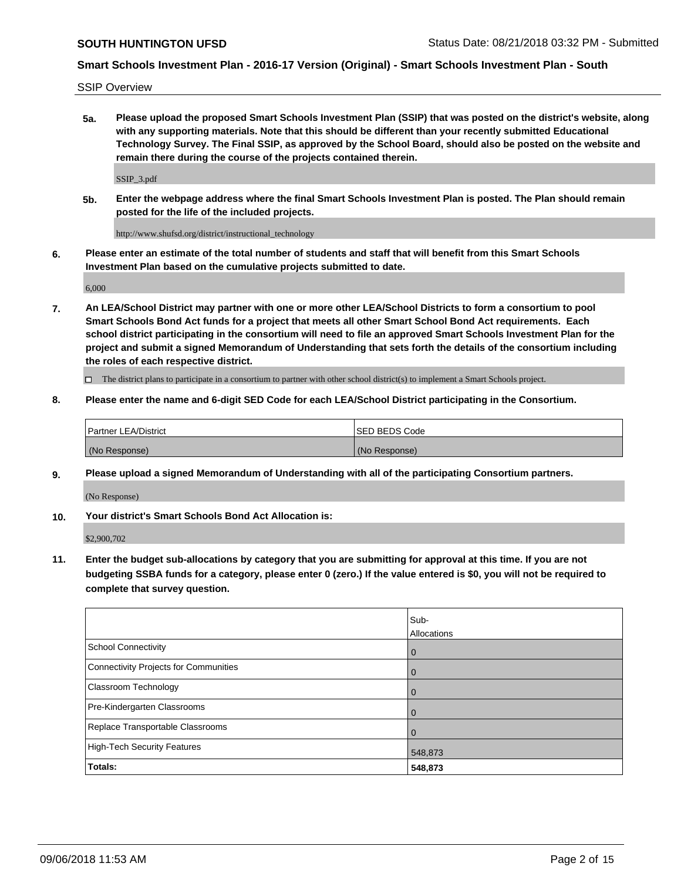SSIP Overview

**5a. Please upload the proposed Smart Schools Investment Plan (SSIP) that was posted on the district's website, along with any supporting materials. Note that this should be different than your recently submitted Educational Technology Survey. The Final SSIP, as approved by the School Board, should also be posted on the website and remain there during the course of the projects contained therein.**

SSIP_3.pdf

**5b. Enter the webpage address where the final Smart Schools Investment Plan is posted. The Plan should remain posted for the life of the included projects.**

http://www.shufsd.org/district/instructional_technology

**6. Please enter an estimate of the total number of students and staff that will benefit from this Smart Schools Investment Plan based on the cumulative projects submitted to date.**

6,000

**7. An LEA/School District may partner with one or more other LEA/School Districts to form a consortium to pool Smart Schools Bond Act funds for a project that meets all other Smart School Bond Act requirements. Each school district participating in the consortium will need to file an approved Smart Schools Investment Plan for the project and submit a signed Memorandum of Understanding that sets forth the details of the consortium including the roles of each respective district.**

☐ The district plans to participate in a consortium to partner with other school district(s) to implement a Smart Schools project.

**8. Please enter the name and 6-digit SED Code for each LEA/School District participating in the Consortium.**

| Partner LEA/District | SED BEDS Code |
|---|---|
| (No Response) | (No Response) |

**9. Please upload a signed Memorandum of Understanding with all of the participating Consortium partners.**

(No Response)

**10. Your district's Smart Schools Bond Act Allocation is:**

$2,900,702

**11. Enter the budget sub-allocations by category that you are submitting for approval at this time. If you are not budgeting SSBA funds for a category, please enter 0 (zero.) If the value entered is $0, you will not be required to complete that survey question.**

| | Sub-Allocations |
|---|---|
| School Connectivity | 0 |
| Connectivity Projects for Communities | 0 |
| Classroom Technology | 0 |
| Pre-Kindergarten Classrooms | 0 |
| Replace Transportable Classrooms | 0 |
| High-Tech Security Features | 548,873 |
| **Totals:** | **548,873** |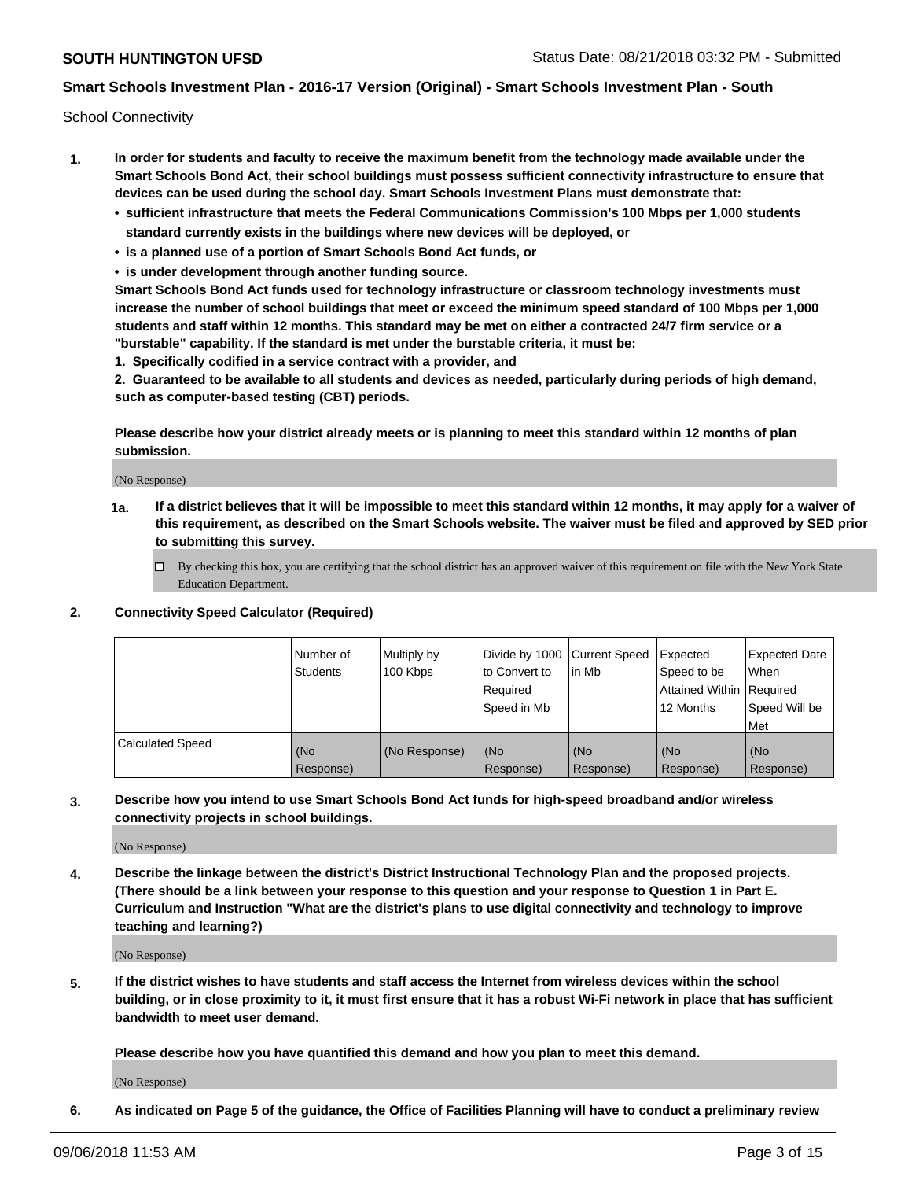School Connectivity

1. **In order for students and faculty to receive the maximum benefit from the technology made available under the Smart Schools Bond Act, their school buildings must possess sufficient connectivity infrastructure to ensure that devices can be used during the school day. Smart Schools Investment Plans must demonstrate that:**
   - **sufficient infrastructure that meets the Federal Communications Commission's 100 Mbps per 1,000 students standard currently exists in the buildings where new devices will be deployed, or**
   - **is a planned use of a portion of Smart Schools Bond Act funds, or**
   - **is under development through another funding source.**

   **Smart Schools Bond Act funds used for technology infrastructure or classroom technology investments must increase the number of school buildings that meet or exceed the minimum speed standard of 100 Mbps per 1,000 students and staff within 12 months. This standard may be met on either a contracted 24/7 firm service or a "burstable" capability. If the standard is met under the burstable criteria, it must be:**

   **1. Specifically codified in a service contract with a provider, and**

   **2. Guaranteed to be available to all students and devices as needed, particularly during periods of high demand, such as computer-based testing (CBT) periods.**

   **Please describe how your district already meets or is planning to meet this standard within 12 months of plan submission.**

   (No Response)

   **1a. If a district believes that it will be impossible to meet this standard within 12 months, it may apply for a waiver of this requirement, as described on the Smart Schools website. The waiver must be filed and approved by SED prior to submitting this survey.**

   ☐ By checking this box, you are certifying that the school district has an approved waiver of this requirement on file with the New York State Education Department.

2. **Connectivity Speed Calculator (Required)**

| | Number of Students | Multiply by 100 Kbps | Divide by 1000 to Convert to Required Speed in Mb | Current Speed in Mb | Expected Speed to be Attained Within 12 Months | Expected Date When Required Speed Will be Met |
|---|---|---|---|---|---|---|
| Calculated Speed | (No Response) | (No Response) | (No Response) | (No Response) | (No Response) | (No Response) |

3. **Describe how you intend to use Smart Schools Bond Act funds for high-speed broadband and/or wireless connectivity projects in school buildings.**

   (No Response)

4. **Describe the linkage between the district's District Instructional Technology Plan and the proposed projects. (There should be a link between your response to this question and your response to Question 1 in Part E. Curriculum and Instruction "What are the district's plans to use digital connectivity and technology to improve teaching and learning?)**

   (No Response)

5. **If the district wishes to have students and staff access the Internet from wireless devices within the school building, or in close proximity to it, it must first ensure that it has a robust Wi-Fi network in place that has sufficient bandwidth to meet user demand.**

   **Please describe how you have quantified this demand and how you plan to meet this demand.**

   (No Response)

6. **As indicated on Page 5 of the guidance, the Office of Facilities Planning will have to conduct a preliminary review**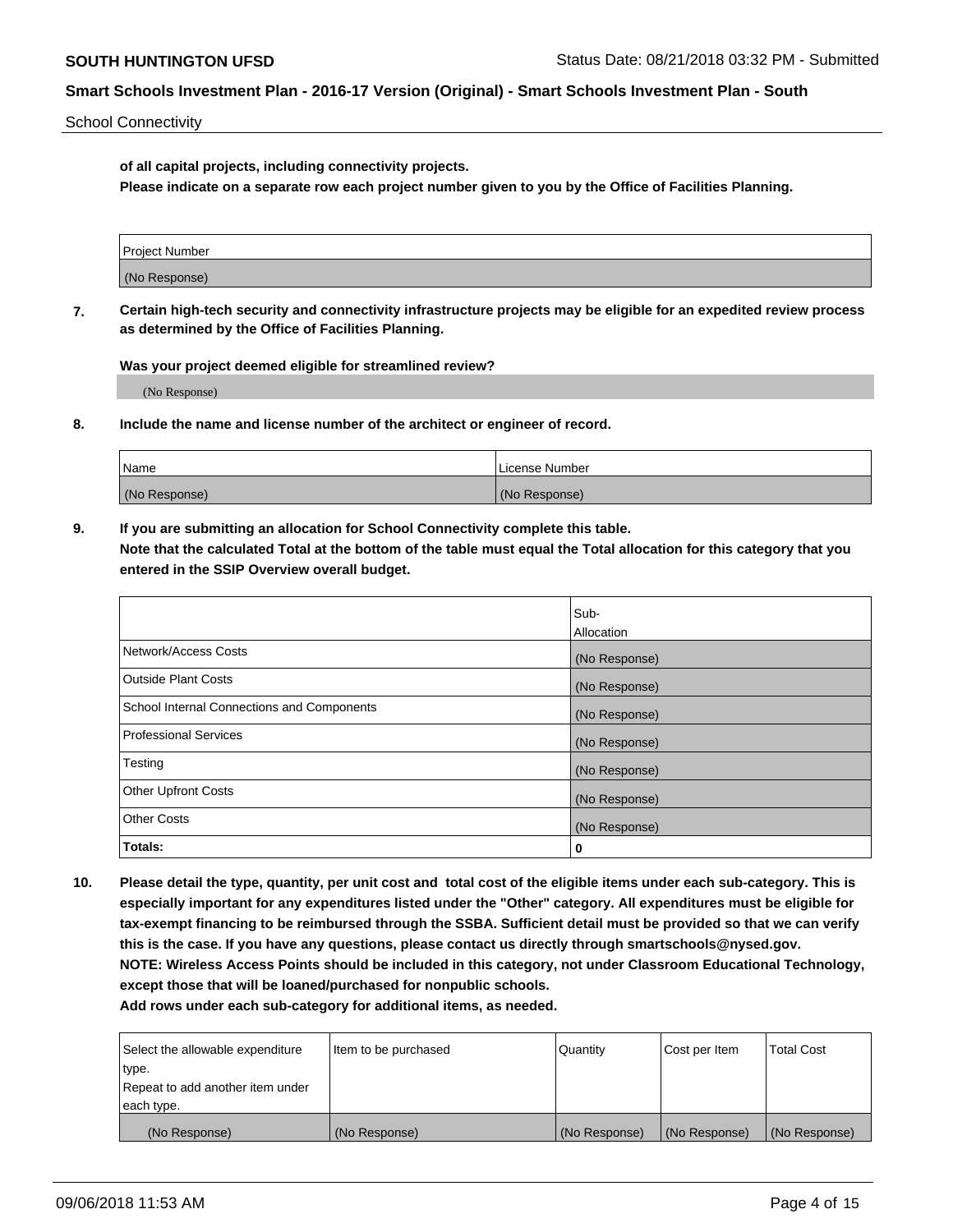School Connectivity

**of all capital projects, including connectivity projects.**
**Please indicate on a separate row each project number given to you by the Office of Facilities Planning.**

| Project Number |
| --- |
| (No Response) |

**7. Certain high-tech security and connectivity infrastructure projects may be eligible for an expedited review process as determined by the Office of Facilities Planning.**

**Was your project deemed eligible for streamlined review?**

(No Response)

**8. Include the name and license number of the architect or engineer of record.**

| Name | License Number |
| --- | --- |
| (No Response) | (No Response) |

**9. If you are submitting an allocation for School Connectivity complete this table.**
**Note that the calculated Total at the bottom of the table must equal the Total allocation for this category that you entered in the SSIP Overview overall budget.**

| | Sub-Allocation |
| --- | --- |
| Network/Access Costs | (No Response) |
| Outside Plant Costs | (No Response) |
| School Internal Connections and Components | (No Response) |
| Professional Services | (No Response) |
| Testing | (No Response) |
| Other Upfront Costs | (No Response) |
| Other Costs | (No Response) |
| **Totals:** | **0** |

**10. Please detail the type, quantity, per unit cost and total cost of the eligible items under each sub-category. This is especially important for any expenditures listed under the "Other" category. All expenditures must be eligible for tax-exempt financing to be reimbursed through the SSBA. Sufficient detail must be provided so that we can verify this is the case. If you have any questions, please contact us directly through smartschools@nysed.gov.**
**NOTE: Wireless Access Points should be included in this category, not under Classroom Educational Technology, except those that will be loaned/purchased for nonpublic schools.**
**Add rows under each sub-category for additional items, as needed.**

| Select the allowable expenditure type. Repeat to add another item under each type. | Item to be purchased | Quantity | Cost per Item | Total Cost |
| --- | --- | --- | --- | --- |
| (No Response) | (No Response) | (No Response) | (No Response) | (No Response) |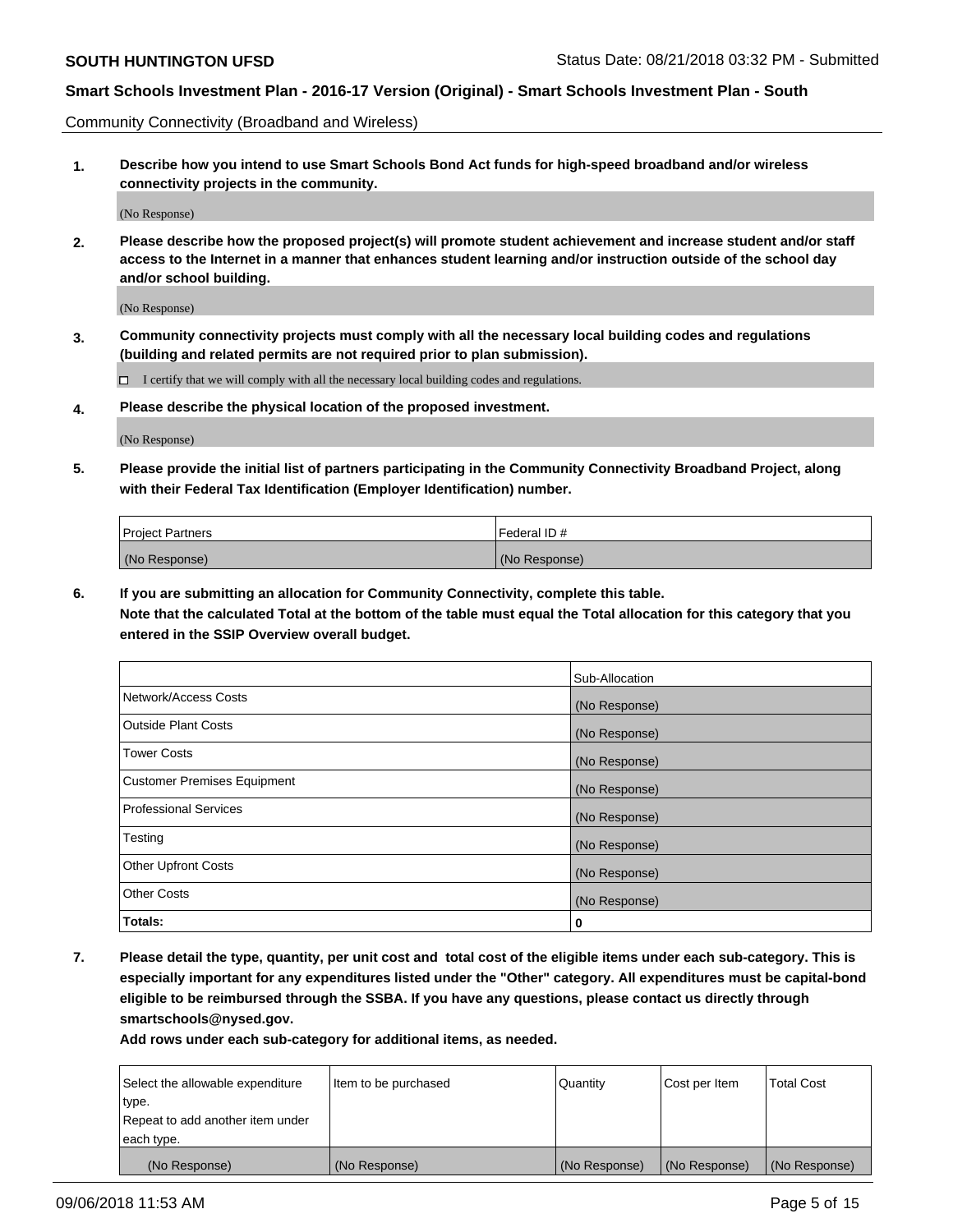Community Connectivity (Broadband and Wireless)

**1. Describe how you intend to use Smart Schools Bond Act funds for high-speed broadband and/or wireless connectivity projects in the community.**

(No Response)

**2. Please describe how the proposed project(s) will promote student achievement and increase student and/or staff access to the Internet in a manner that enhances student learning and/or instruction outside of the school day and/or school building.**

(No Response)

**3. Community connectivity projects must comply with all the necessary local building codes and regulations (building and related permits are not required prior to plan submission).**

☐ I certify that we will comply with all the necessary local building codes and regulations.

**4. Please describe the physical location of the proposed investment.**

(No Response)

**5. Please provide the initial list of partners participating in the Community Connectivity Broadband Project, along with their Federal Tax Identification (Employer Identification) number.**

| Project Partners | Federal ID # |
|---|---|
| (No Response) | (No Response) |

**6. If you are submitting an allocation for Community Connectivity, complete this table. Note that the calculated Total at the bottom of the table must equal the Total allocation for this category that you entered in the SSIP Overview overall budget.**

| | Sub-Allocation |
|---|---|
| Network/Access Costs | (No Response) |
| Outside Plant Costs | (No Response) |
| Tower Costs | (No Response) |
| Customer Premises Equipment | (No Response) |
| Professional Services | (No Response) |
| Testing | (No Response) |
| Other Upfront Costs | (No Response) |
| Other Costs | (No Response) |
| **Totals:** | **0** |

**7. Please detail the type, quantity, per unit cost and total cost of the eligible items under each sub-category. This is especially important for any expenditures listed under the "Other" category. All expenditures must be capital-bond eligible to be reimbursed through the SSBA. If you have any questions, please contact us directly through smartschools@nysed.gov.**

**Add rows under each sub-category for additional items, as needed.**

| Select the allowable expenditure type. Repeat to add another item under each type. | Item to be purchased | Quantity | Cost per Item | Total Cost |
|---|---|---|---|---|
| (No Response) | (No Response) | (No Response) | (No Response) | (No Response) |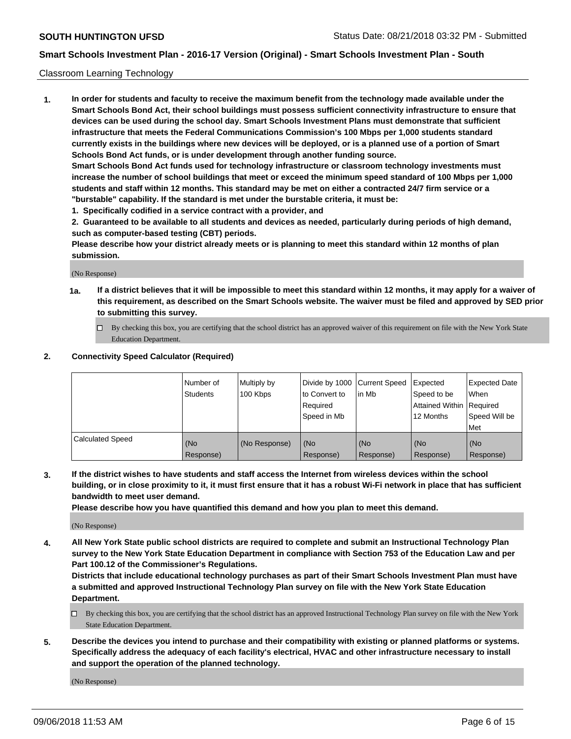Classroom Learning Technology

**1. In order for students and faculty to receive the maximum benefit from the technology made available under the Smart Schools Bond Act, their school buildings must possess sufficient connectivity infrastructure to ensure that devices can be used during the school day. Smart Schools Investment Plans must demonstrate that sufficient infrastructure that meets the Federal Communications Commission's 100 Mbps per 1,000 students standard currently exists in the buildings where new devices will be deployed, or is a planned use of a portion of Smart Schools Bond Act funds, or is under development through another funding source.**

**Smart Schools Bond Act funds used for technology infrastructure or classroom technology investments must increase the number of school buildings that meet or exceed the minimum speed standard of 100 Mbps per 1,000 students and staff within 12 months. This standard may be met on either a contracted 24/7 firm service or a "burstable" capability. If the standard is met under the burstable criteria, it must be:**

**1. Specifically codified in a service contract with a provider, and**

**2. Guaranteed to be available to all students and devices as needed, particularly during periods of high demand, such as computer-based testing (CBT) periods.**

**Please describe how your district already meets or is planning to meet this standard within 12 months of plan submission.**

(No Response)

**1a. If a district believes that it will be impossible to meet this standard within 12 months, it may apply for a waiver of this requirement, as described on the Smart Schools website. The waiver must be filed and approved by SED prior to submitting this survey.**

- ☐ By checking this box, you are certifying that the school district has an approved waiver of this requirement on file with the New York State Education Department.

**2. Connectivity Speed Calculator (Required)**

| | Number of Students | Multiply by 100 Kbps | Divide by 1000 to Convert to Required Speed in Mb | Current Speed in Mb | Expected Speed to be Attained Within 12 Months | Expected Date When Required Speed Will be Met |
|---|---|---|---|---|---|---|
| Calculated Speed | (No Response) | (No Response) | (No Response) | (No Response) | (No Response) | (No Response) |

**3. If the district wishes to have students and staff access the Internet from wireless devices within the school building, or in close proximity to it, it must first ensure that it has a robust Wi-Fi network in place that has sufficient bandwidth to meet user demand.**

**Please describe how you have quantified this demand and how you plan to meet this demand.**

(No Response)

**4. All New York State public school districts are required to complete and submit an Instructional Technology Plan survey to the New York State Education Department in compliance with Section 753 of the Education Law and per Part 100.12 of the Commissioner's Regulations.**

**Districts that include educational technology purchases as part of their Smart Schools Investment Plan must have a submitted and approved Instructional Technology Plan survey on file with the New York State Education Department.**

- ☐ By checking this box, you are certifying that the school district has an approved Instructional Technology Plan survey on file with the New York State Education Department.

**5. Describe the devices you intend to purchase and their compatibility with existing or planned platforms or systems. Specifically address the adequacy of each facility's electrical, HVAC and other infrastructure necessary to install and support the operation of the planned technology.**

(No Response)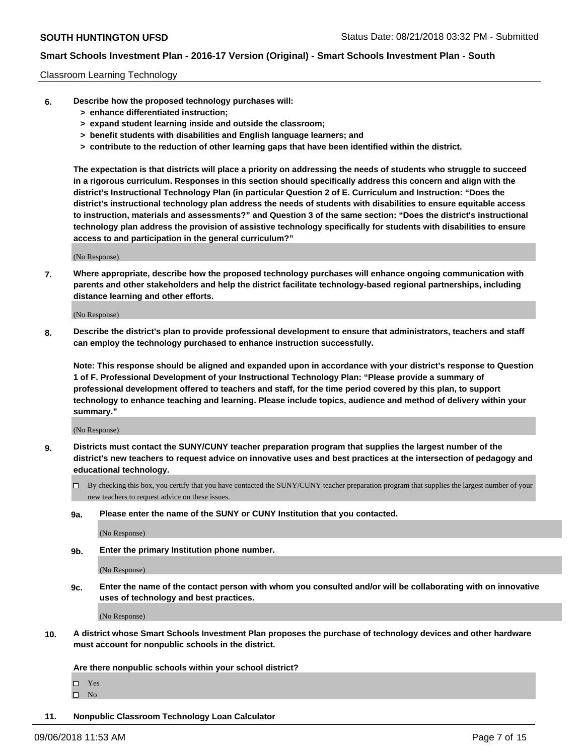Classroom Learning Technology

6. **Describe how the proposed technology purchases will:**
   - **> enhance differentiated instruction;**
   - **> expand student learning inside and outside the classroom;**
   - **> benefit students with disabilities and English language learners; and**
   - **> contribute to the reduction of other learning gaps that have been identified within the district.**

   **The expectation is that districts will place a priority on addressing the needs of students who struggle to succeed in a rigorous curriculum. Responses in this section should specifically address this concern and align with the district's Instructional Technology Plan (in particular Question 2 of E. Curriculum and Instruction: "Does the district's instructional technology plan address the needs of students with disabilities to ensure equitable access to instruction, materials and assessments?" and Question 3 of the same section: "Does the district's instructional technology plan address the provision of assistive technology specifically for students with disabilities to ensure access to and participation in the general curriculum?"**

   (No Response)

7. **Where appropriate, describe how the proposed technology purchases will enhance ongoing communication with parents and other stakeholders and help the district facilitate technology-based regional partnerships, including distance learning and other efforts.**

   (No Response)

8. **Describe the district's plan to provide professional development to ensure that administrators, teachers and staff can employ the technology purchased to enhance instruction successfully.**

   **Note: This response should be aligned and expanded upon in accordance with your district's response to Question 1 of F. Professional Development of your Instructional Technology Plan: "Please provide a summary of professional development offered to teachers and staff, for the time period covered by this plan, to support technology to enhance teaching and learning. Please include topics, audience and method of delivery within your summary."**

   (No Response)

9. **Districts must contact the SUNY/CUNY teacher preparation program that supplies the largest number of the district's new teachers to request advice on innovative uses and best practices at the intersection of pedagogy and educational technology.**

   ☐ By checking this box, you certify that you have contacted the SUNY/CUNY teacher preparation program that supplies the largest number of your new teachers to request advice on these issues.

   **9a. Please enter the name of the SUNY or CUNY Institution that you contacted.**

   (No Response)

   **9b. Enter the primary Institution phone number.**

   (No Response)

   **9c. Enter the name of the contact person with whom you consulted and/or will be collaborating with on innovative uses of technology and best practices.**

   (No Response)

10. **A district whose Smart Schools Investment Plan proposes the purchase of technology devices and other hardware must account for nonpublic schools in the district.**

    **Are there nonpublic schools within your school district?**

    ☐ Yes
    ☐ No

11. **Nonpublic Classroom Technology Loan Calculator**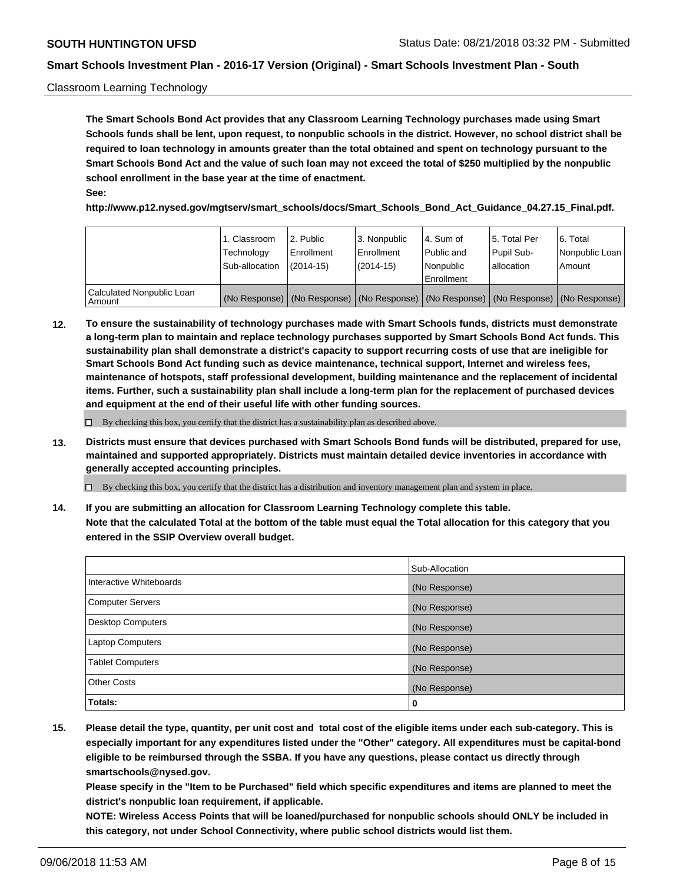Classroom Learning Technology

**The Smart Schools Bond Act provides that any Classroom Learning Technology purchases made using Smart Schools funds shall be lent, upon request, to nonpublic schools in the district. However, no school district shall be required to loan technology in amounts greater than the total obtained and spent on technology pursuant to the Smart Schools Bond Act and the value of such loan may not exceed the total of $250 multiplied by the nonpublic school enrollment in the base year at the time of enactment.**

**See:**

**http://www.p12.nysed.gov/mgtserv/smart_schools/docs/Smart_Schools_Bond_Act_Guidance_04.27.15_Final.pdf.**

| | 1. Classroom Technology Sub-allocation | 2. Public Enrollment (2014-15) | 3. Nonpublic Enrollment (2014-15) | 4. Sum of Public and Nonpublic Enrollment | 5. Total Per Pupil Sub-allocation | 6. Total Nonpublic Loan Amount |
|---|---|---|---|---|---|---|
| Calculated Nonpublic Loan Amount | (No Response) | (No Response) | (No Response) | (No Response) | (No Response) | (No Response) |

**12. To ensure the sustainability of technology purchases made with Smart Schools funds, districts must demonstrate a long-term plan to maintain and replace technology purchases supported by Smart Schools Bond Act funds. This sustainability plan shall demonstrate a district's capacity to support recurring costs of use that are ineligible for Smart Schools Bond Act funding such as device maintenance, technical support, Internet and wireless fees, maintenance of hotspots, staff professional development, building maintenance and the replacement of incidental items. Further, such a sustainability plan shall include a long-term plan for the replacement of purchased devices and equipment at the end of their useful life with other funding sources.**

☐ By checking this box, you certify that the district has a sustainability plan as described above.

**13. Districts must ensure that devices purchased with Smart Schools Bond funds will be distributed, prepared for use, maintained and supported appropriately. Districts must maintain detailed device inventories in accordance with generally accepted accounting principles.**

☐ By checking this box, you certify that the district has a distribution and inventory management plan and system in place.

**14. If you are submitting an allocation for Classroom Learning Technology complete this table.**
**Note that the calculated Total at the bottom of the table must equal the Total allocation for this category that you entered in the SSIP Overview overall budget.**

| | Sub-Allocation |
|---|---|
| Interactive Whiteboards | (No Response) |
| Computer Servers | (No Response) |
| Desktop Computers | (No Response) |
| Laptop Computers | (No Response) |
| Tablet Computers | (No Response) |
| Other Costs | (No Response) |
| **Totals:** | **0** |

**15. Please detail the type, quantity, per unit cost and total cost of the eligible items under each sub-category. This is especially important for any expenditures listed under the "Other" category. All expenditures must be capital-bond eligible to be reimbursed through the SSBA. If you have any questions, please contact us directly through smartschools@nysed.gov.**

**Please specify in the "Item to be Purchased" field which specific expenditures and items are planned to meet the district's nonpublic loan requirement, if applicable.**

**NOTE: Wireless Access Points that will be loaned/purchased for nonpublic schools should ONLY be included in this category, not under School Connectivity, where public school districts would list them.**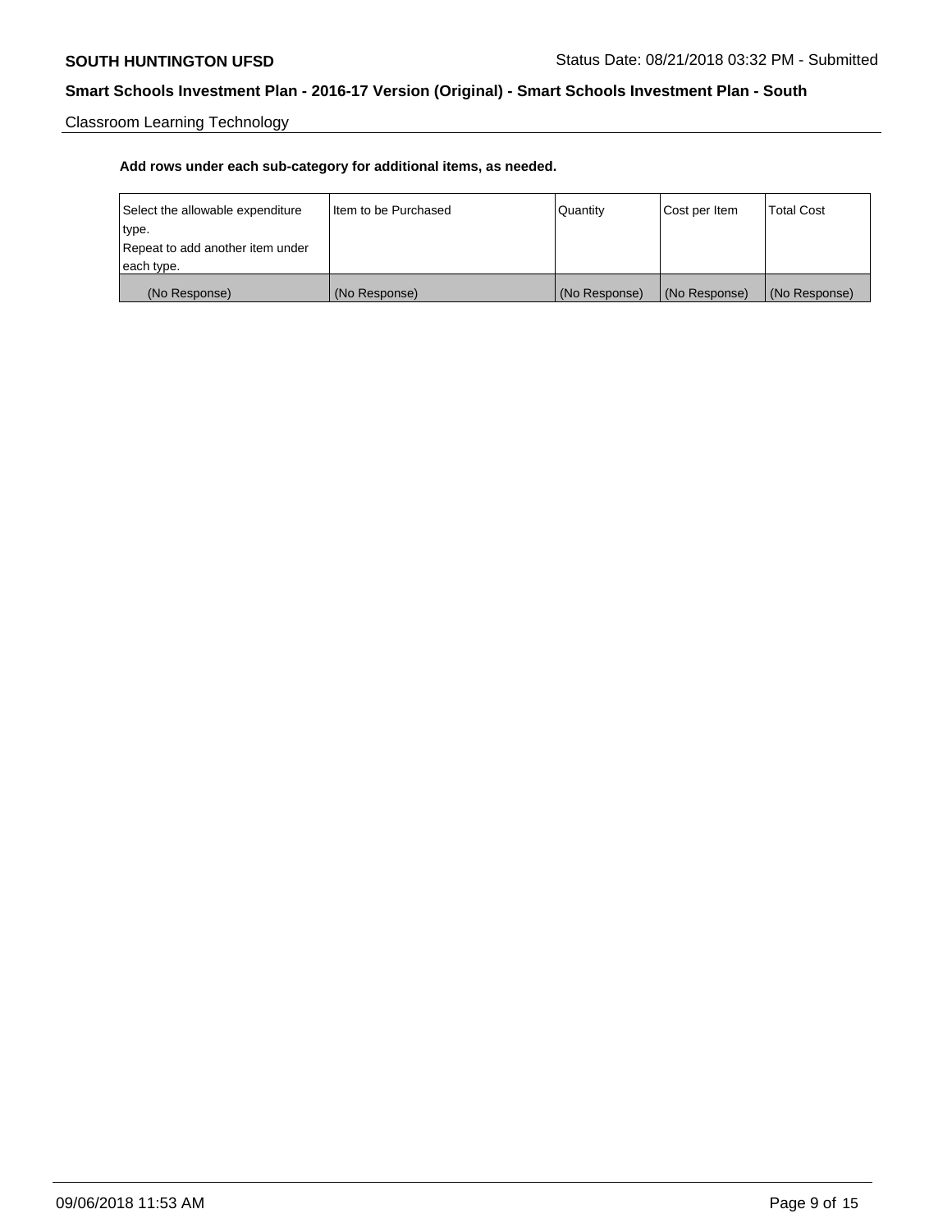Classroom Learning Technology

**Add rows under each sub-category for additional items, as needed.**

| Select the allowable expenditure type. Repeat to add another item under each type. | Item to be Purchased | Quantity | Cost per Item | Total Cost |
|---|---|---|---|---|
| (No Response) | (No Response) | (No Response) | (No Response) | (No Response) |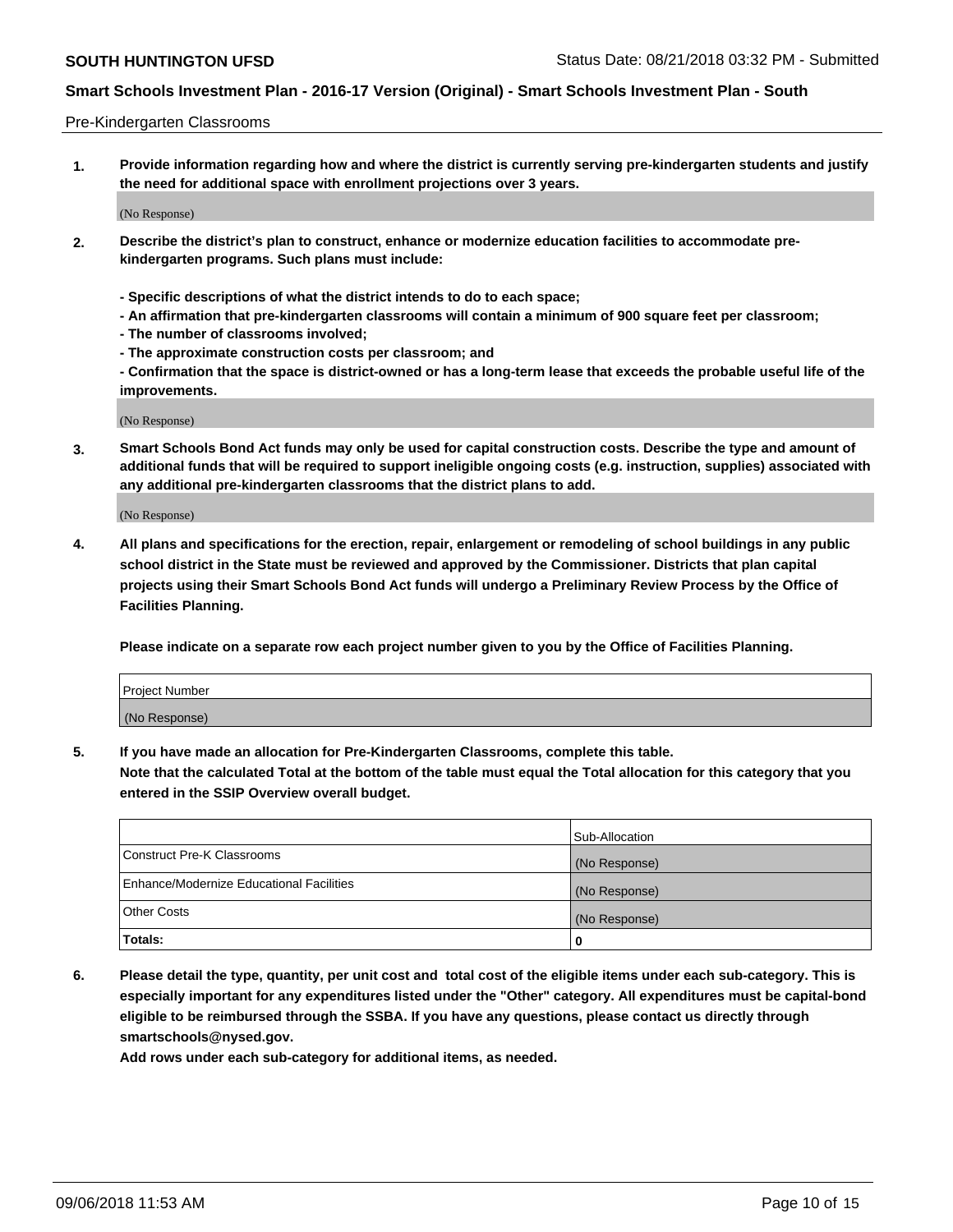Pre-Kindergarten Classrooms

1. **Provide information regarding how and where the district is currently serving pre-kindergarten students and justify the need for additional space with enrollment projections over 3 years.**

(No Response)

2. **Describe the district's plan to construct, enhance or modernize education facilities to accommodate pre-kindergarten programs. Such plans must include:**

   **- Specific descriptions of what the district intends to do to each space;**
   **- An affirmation that pre-kindergarten classrooms will contain a minimum of 900 square feet per classroom;**
   **- The number of classrooms involved;**
   **- The approximate construction costs per classroom; and**
   **- Confirmation that the space is district-owned or has a long-term lease that exceeds the probable useful life of the improvements.**

(No Response)

3. **Smart Schools Bond Act funds may only be used for capital construction costs. Describe the type and amount of additional funds that will be required to support ineligible ongoing costs (e.g. instruction, supplies) associated with any additional pre-kindergarten classrooms that the district plans to add.**

(No Response)

4. **All plans and specifications for the erection, repair, enlargement or remodeling of school buildings in any public school district in the State must be reviewed and approved by the Commissioner. Districts that plan capital projects using their Smart Schools Bond Act funds will undergo a Preliminary Review Process by the Office of Facilities Planning.**

   **Please indicate on a separate row each project number given to you by the Office of Facilities Planning.**

| Project Number |
|---|
| (No Response) |

5. **If you have made an allocation for Pre-Kindergarten Classrooms, complete this table.**
   **Note that the calculated Total at the bottom of the table must equal the Total allocation for this category that you entered in the SSIP Overview overall budget.**

| | Sub-Allocation |
|---|---|
| Construct Pre-K Classrooms | (No Response) |
| Enhance/Modernize Educational Facilities | (No Response) |
| Other Costs | (No Response) |
| **Totals:** | **0** |

6. **Please detail the type, quantity, per unit cost and total cost of the eligible items under each sub-category. This is especially important for any expenditures listed under the "Other" category. All expenditures must be capital-bond eligible to be reimbursed through the SSBA. If you have any questions, please contact us directly through smartschools@nysed.gov.**
   **Add rows under each sub-category for additional items, as needed.**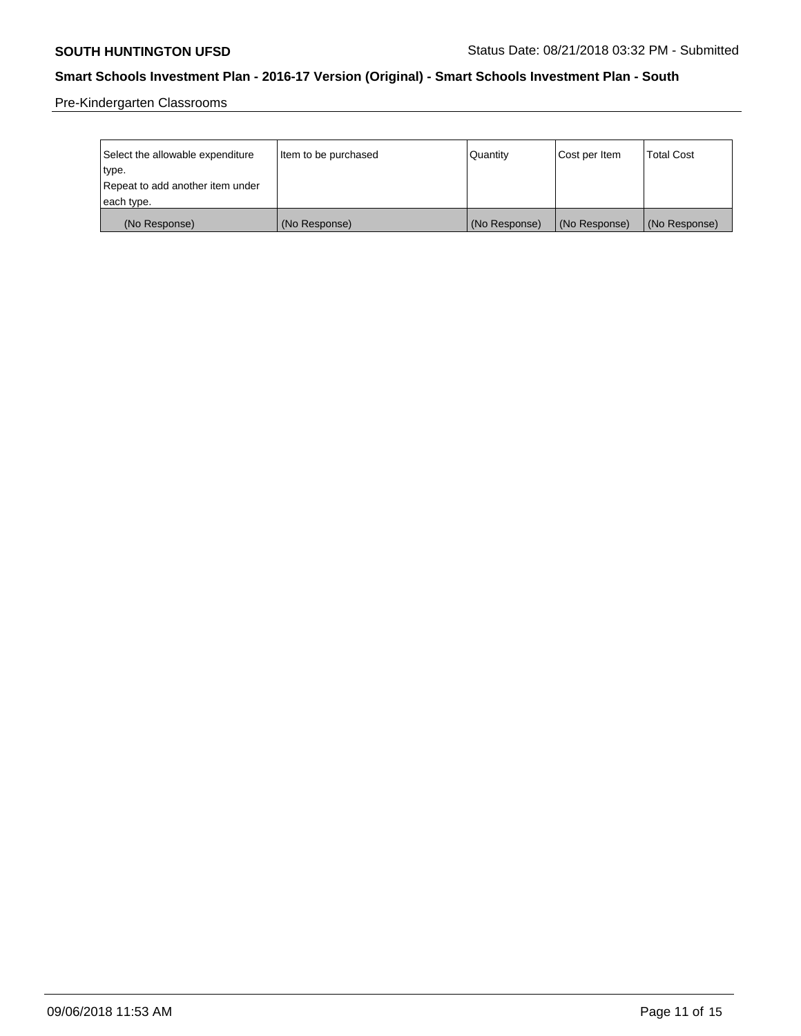Pre-Kindergarten Classrooms

| Select the allowable expenditure type. Repeat to add another item under each type. | Item to be purchased | Quantity | Cost per Item | Total Cost |
|---|---|---|---|---|
| (No Response) | (No Response) | (No Response) | (No Response) | (No Response) |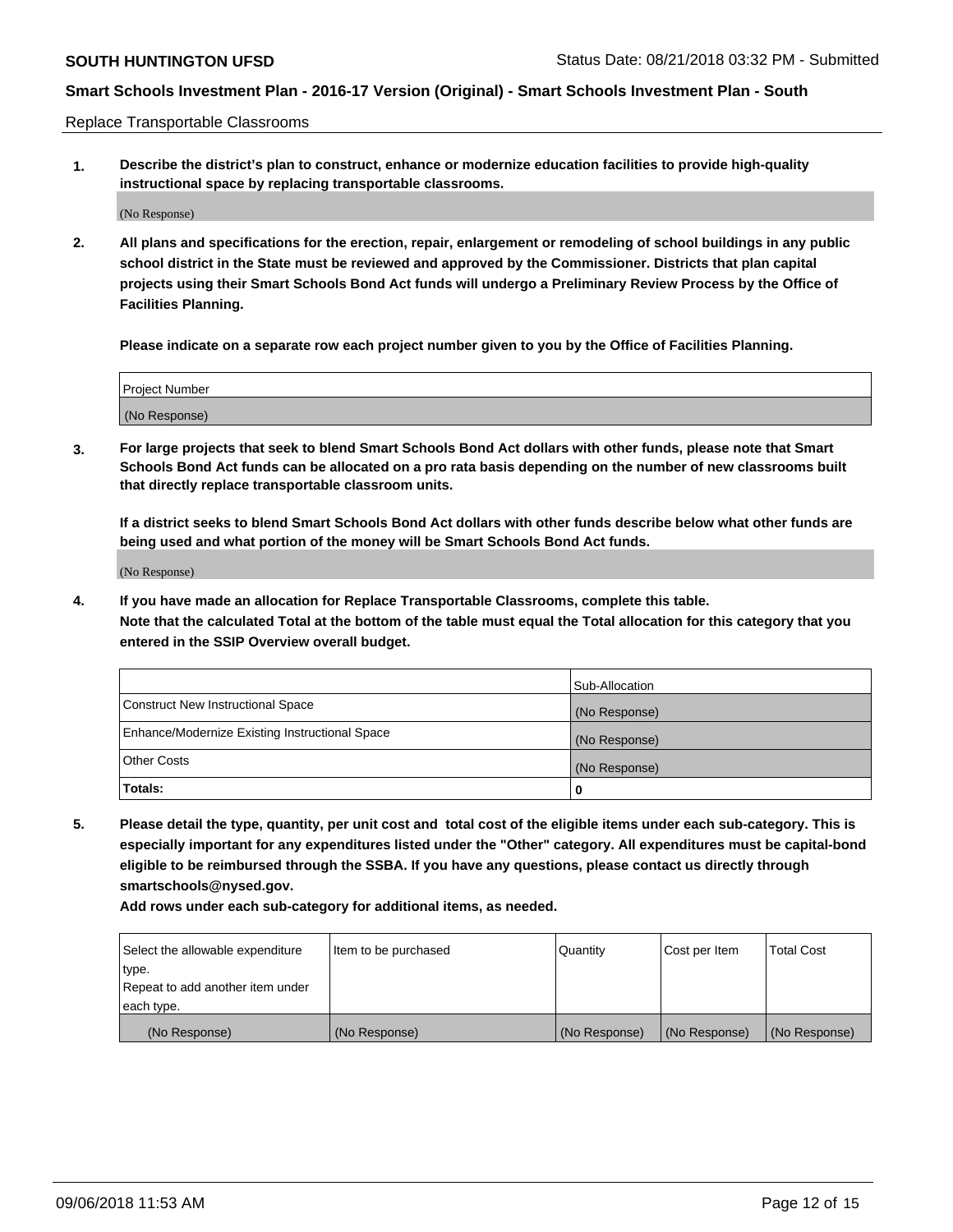Replace Transportable Classrooms

1. **Describe the district's plan to construct, enhance or modernize education facilities to provide high-quality instructional space by replacing transportable classrooms.**

   (No Response)

2. **All plans and specifications for the erection, repair, enlargement or remodeling of school buildings in any public school district in the State must be reviewed and approved by the Commissioner. Districts that plan capital projects using their Smart Schools Bond Act funds will undergo a Preliminary Review Process by the Office of Facilities Planning.**

   **Please indicate on a separate row each project number given to you by the Office of Facilities Planning.**

| Project Number |
|---|
| (No Response) |

3. **For large projects that seek to blend Smart Schools Bond Act dollars with other funds, please note that Smart Schools Bond Act funds can be allocated on a pro rata basis depending on the number of new classrooms built that directly replace transportable classroom units.**

   **If a district seeks to blend Smart Schools Bond Act dollars with other funds describe below what other funds are being used and what portion of the money will be Smart Schools Bond Act funds.**

   (No Response)

4. **If you have made an allocation for Replace Transportable Classrooms, complete this table.**
   **Note that the calculated Total at the bottom of the table must equal the Total allocation for this category that you entered in the SSIP Overview overall budget.**

| | Sub-Allocation |
|---|---|
| Construct New Instructional Space | (No Response) |
| Enhance/Modernize Existing Instructional Space | (No Response) |
| Other Costs | (No Response) |
| **Totals:** | 0 |

5. **Please detail the type, quantity, per unit cost and total cost of the eligible items under each sub-category. This is especially important for any expenditures listed under the "Other" category. All expenditures must be capital-bond eligible to be reimbursed through the SSBA. If you have any questions, please contact us directly through smartschools@nysed.gov.**

   **Add rows under each sub-category for additional items, as needed.**

| Select the allowable expenditure type. Repeat to add another item under each type. | Item to be purchased | Quantity | Cost per Item | Total Cost |
|---|---|---|---|---|
| (No Response) | (No Response) | (No Response) | (No Response) | (No Response) |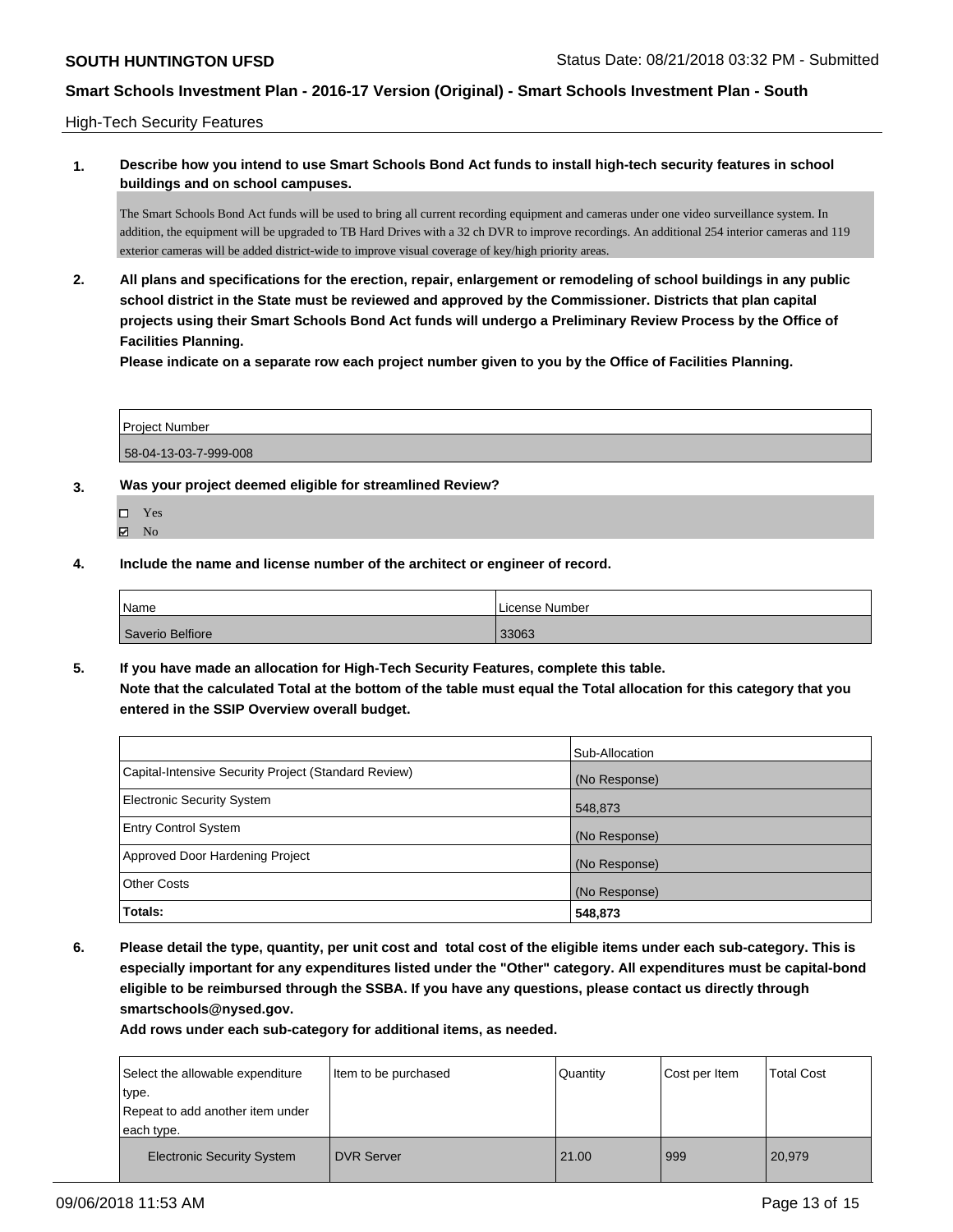High-Tech Security Features

**1. Describe how you intend to use Smart Schools Bond Act funds to install high-tech security features in school buildings and on school campuses.**

The Smart Schools Bond Act funds will be used to bring all current recording equipment and cameras under one video surveillance system. In addition, the equipment will be upgraded to TB Hard Drives with a 32 ch DVR to improve recordings. An additional 254 interior cameras and 119 exterior cameras will be added district-wide to improve visual coverage of key/high priority areas.

**2. All plans and specifications for the erection, repair, enlargement or remodeling of school buildings in any public school district in the State must be reviewed and approved by the Commissioner. Districts that plan capital projects using their Smart Schools Bond Act funds will undergo a Preliminary Review Process by the Office of Facilities Planning.**

**Please indicate on a separate row each project number given to you by the Office of Facilities Planning.**

| Project Number |
| --- |
| 58-04-13-03-7-999-008 |

**3. Was your project deemed eligible for streamlined Review?**

- ☐ Yes
- ☑ No

**4. Include the name and license number of the architect or engineer of record.**

| Name | License Number |
| --- | --- |
| Saverio Belfiore | 33063 |

**5. If you have made an allocation for High-Tech Security Features, complete this table.**
**Note that the calculated Total at the bottom of the table must equal the Total allocation for this category that you entered in the SSIP Overview overall budget.**

| | Sub-Allocation |
| --- | --- |
| Capital-Intensive Security Project (Standard Review) | (No Response) |
| Electronic Security System | 548,873 |
| Entry Control System | (No Response) |
| Approved Door Hardening Project | (No Response) |
| Other Costs | (No Response) |
| **Totals:** | **548,873** |

**6. Please detail the type, quantity, per unit cost and total cost of the eligible items under each sub-category. This is especially important for any expenditures listed under the "Other" category. All expenditures must be capital-bond eligible to be reimbursed through the SSBA. If you have any questions, please contact us directly through smartschools@nysed.gov.**

**Add rows under each sub-category for additional items, as needed.**

| Select the allowable expenditure type. Repeat to add another item under each type. | Item to be purchased | Quantity | Cost per Item | Total Cost |
| --- | --- | --- | --- | --- |
| Electronic Security System | DVR Server | 21.00 | 999 | 20,979 |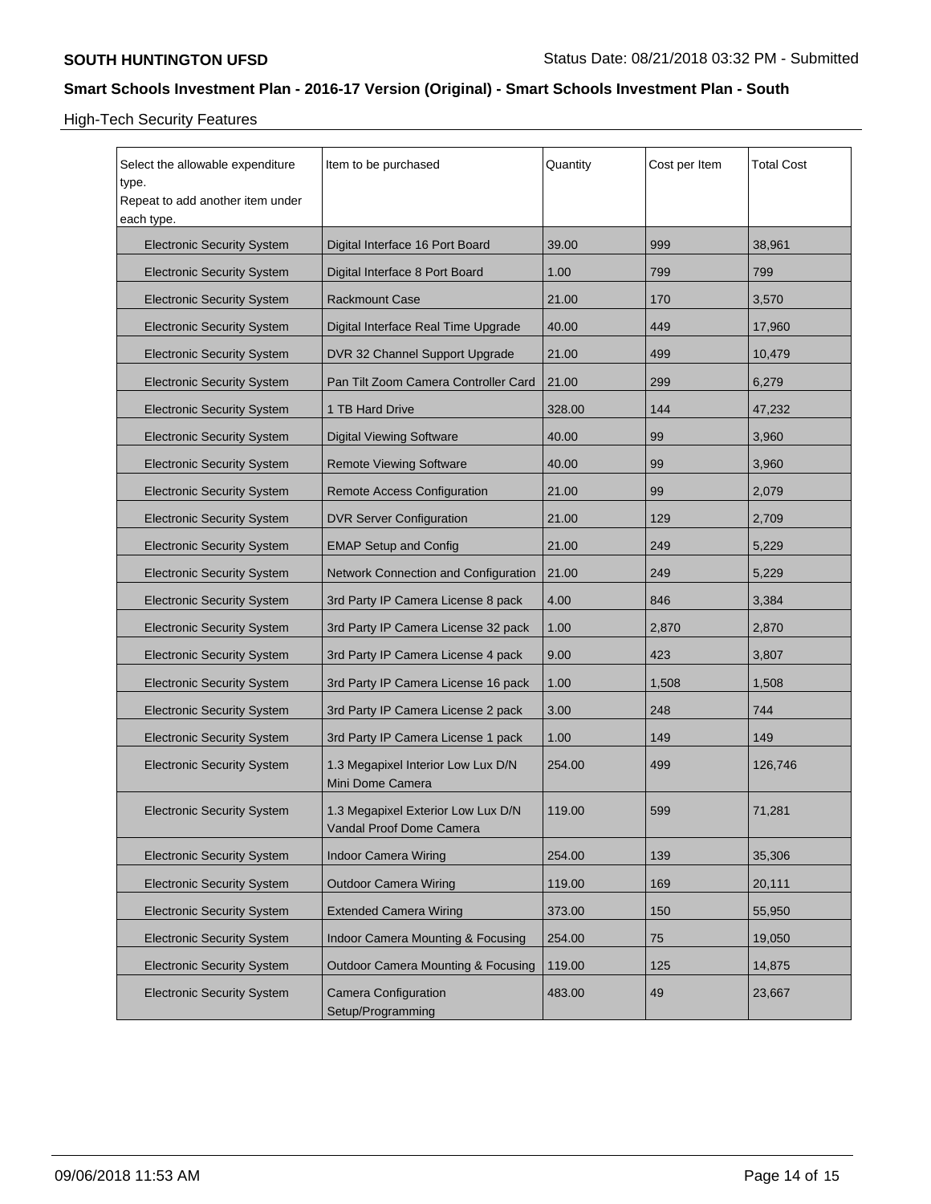## High-Tech Security Features

| Select the allowable expenditure type. Repeat to add another item under each type. | Item to be purchased | Quantity | Cost per Item | Total Cost |
|---|---|---|---|---|
| Electronic Security System | Digital Interface 16 Port Board | 39.00 | 999 | 38,961 |
| Electronic Security System | Digital Interface 8 Port Board | 1.00 | 799 | 799 |
| Electronic Security System | Rackmount Case | 21.00 | 170 | 3,570 |
| Electronic Security System | Digital Interface Real Time Upgrade | 40.00 | 449 | 17,960 |
| Electronic Security System | DVR 32 Channel Support Upgrade | 21.00 | 499 | 10,479 |
| Electronic Security System | Pan Tilt Zoom Camera Controller Card | 21.00 | 299 | 6,279 |
| Electronic Security System | 1 TB Hard Drive | 328.00 | 144 | 47,232 |
| Electronic Security System | Digital Viewing Software | 40.00 | 99 | 3,960 |
| Electronic Security System | Remote Viewing Software | 40.00 | 99 | 3,960 |
| Electronic Security System | Remote Access Configuration | 21.00 | 99 | 2,079 |
| Electronic Security System | DVR Server Configuration | 21.00 | 129 | 2,709 |
| Electronic Security System | EMAP Setup and Config | 21.00 | 249 | 5,229 |
| Electronic Security System | Network Connection and Configuration | 21.00 | 249 | 5,229 |
| Electronic Security System | 3rd Party IP Camera License 8 pack | 4.00 | 846 | 3,384 |
| Electronic Security System | 3rd Party IP Camera License 32 pack | 1.00 | 2,870 | 2,870 |
| Electronic Security System | 3rd Party IP Camera License 4 pack | 9.00 | 423 | 3,807 |
| Electronic Security System | 3rd Party IP Camera License 16 pack | 1.00 | 1,508 | 1,508 |
| Electronic Security System | 3rd Party IP Camera License 2 pack | 3.00 | 248 | 744 |
| Electronic Security System | 3rd Party IP Camera License 1 pack | 1.00 | 149 | 149 |
| Electronic Security System | 1.3 Megapixel Interior Low Lux D/N Mini Dome Camera | 254.00 | 499 | 126,746 |
| Electronic Security System | 1.3 Megapixel Exterior Low Lux D/N Vandal Proof Dome Camera | 119.00 | 599 | 71,281 |
| Electronic Security System | Indoor Camera Wiring | 254.00 | 139 | 35,306 |
| Electronic Security System | Outdoor Camera Wiring | 119.00 | 169 | 20,111 |
| Electronic Security System | Extended Camera Wiring | 373.00 | 150 | 55,950 |
| Electronic Security System | Indoor Camera Mounting & Focusing | 254.00 | 75 | 19,050 |
| Electronic Security System | Outdoor Camera Mounting & Focusing | 119.00 | 125 | 14,875 |
| Electronic Security System | Camera Configuration Setup/Programming | 483.00 | 49 | 23,667 |